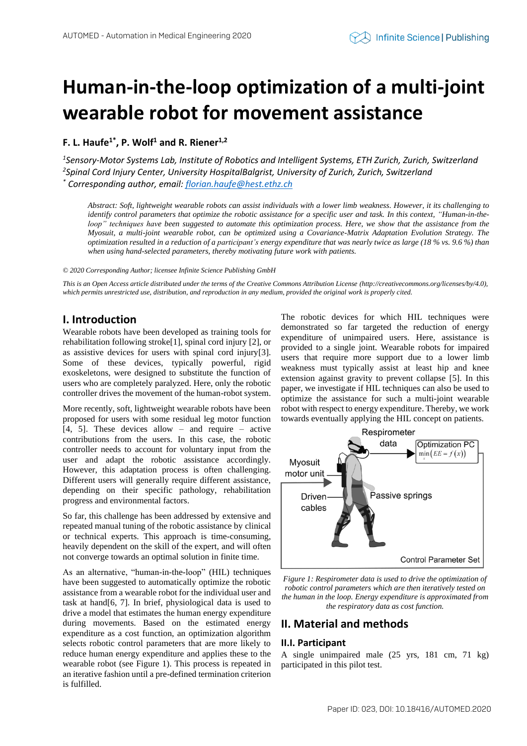# Human-in-the-loop optimization of a multi-joint wearable robot for movement assistance

**F. L. Haufe[1*], P. Wolf[1] and R. Riener[1,2]**

*[1]Sensory-Motor Systems Lab, Institute of Robotics and Intelligent Systems, ETH Zurich, Zurich, Switzerland*
*[2]Spinal Cord Injury Center, University HospitalBalgrist, University of Zurich, Zurich, Switzerland*
*[*] Corresponding author, email: florian.haufe@hest.ethz.ch*

*Abstract: Soft, lightweight wearable robots can assist individuals with a lower limb weakness. However, it its challenging to identify control parameters that optimize the robotic assistance for a specific user and task. In this context, "Human-in-the-loop" techniques have been suggested to automate this optimization process. Here, we show that the assistance from the Myosuit, a multi-joint wearable robot, can be optimized using a Covariance-Matrix Adaptation Evolution Strategy. The optimization resulted in a reduction of a participant's energy expenditure that was nearly twice as large (18 % vs. 9.6 %) than when using hand-selected parameters, thereby motivating future work with patients.*

*© 2020 Corresponding Author; licensee Infinite Science Publishing GmbH*

*This is an Open Access article distributed under the terms of the Creative Commons Attribution License (http://creativecommons.org/licenses/by/4.0), which permits unrestricted use, distribution, and reproduction in any medium, provided the original work is properly cited.*

## I. Introduction

Wearable robots have been developed as training tools for rehabilitation following stroke[1], spinal cord injury [2], or as assistive devices for users with spinal cord injury[3]. Some of these devices, typically powerful, rigid exoskeletons, were designed to substitute the function of users who are completely paralyzed. Here, only the robotic controller drives the movement of the human-robot system.

More recently, soft, lightweight wearable robots have been proposed for users with some residual leg motor function [4, 5]. These devices allow – and require – active contributions from the users. In this case, the robotic controller needs to account for voluntary input from the user and adapt the robotic assistance accordingly. However, this adaptation process is often challenging. Different users will generally require different assistance, depending on their specific pathology, rehabilitation progress and environmental factors.

So far, this challenge has been addressed by extensive and repeated manual tuning of the robotic assistance by clinical or technical experts. This approach is time-consuming, heavily dependent on the skill of the expert, and will often not converge towards an optimal solution in finite time.

As an alternative, "human-in-the-loop" (HIL) techniques have been suggested to automatically optimize the robotic assistance from a wearable robot for the individual user and task at hand[6, 7]. In brief, physiological data is used to drive a model that estimates the human energy expenditure during movements. Based on the estimated energy expenditure as a cost function, an optimization algorithm selects robotic control parameters that are more likely to reduce human energy expenditure and applies these to the wearable robot (see Figure 1). This process is repeated in an iterative fashion until a pre-defined termination criterion is fulfilled.

The robotic devices for which HIL techniques were demonstrated so far targeted the reduction of energy expenditure of unimpaired users. Here, assistance is provided to a single joint. Wearable robots for impaired users that require more support due to a lower limb weakness must typically assist at least hip and knee extension against gravity to prevent collapse [5]. In this paper, we investigate if HIL techniques can also be used to optimize the assistance for such a multi-joint wearable robot with respect to energy expenditure. Thereby, we work towards eventually applying the HIL concept on patients.

Respirometer data

Optimization PC $\min_x(EE = f(x))$

Myosuit motor unit

Driven cables

Passive springs

Control Parameter Set

*Figure 1: Respirometer data is used to drive the optimization of robotic control parameters which are then iteratively tested on the human in the loop. Energy expenditure is approximated from the respiratory data as cost function.*

## II. Material and methods

### II.I. Participant

A single unimpaired male (25 yrs, 181 cm, 71 kg) participated in this pilot test.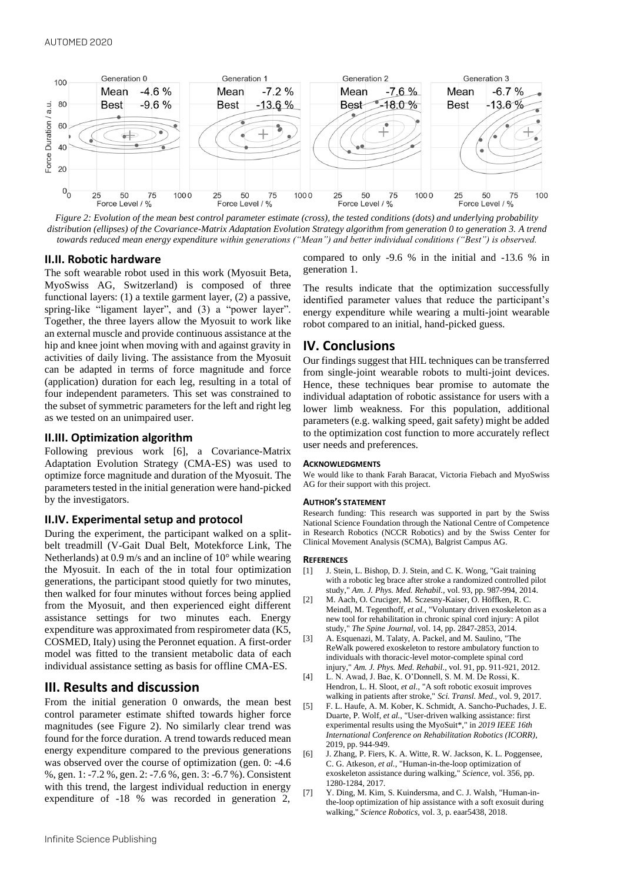Generation 0

Mean -4.6 %

Best -9.6 %

Generation 1

Mean -7.2 %

Best -13.6 %

Generation 2

Mean -7.6 %

Best -18.0 %

Generation 3

Mean -6.7 %

Best -13.6 %

Force Duration / a.u.

100

80

60

40

20

0

0 25 50 75 100

Force Level / %

*Figure 2: Evolution of the mean best control parameter estimate (cross), the tested conditions (dots) and underlying probability distribution (ellipses) of the Covariance-Matrix Adaptation Evolution Strategy algorithm from generation 0 to generation 3. A trend towards reduced mean energy expenditure within generations ("Mean") and better individual conditions ("Best") is observed.*

### II.II. Robotic hardware

The soft wearable robot used in this work (Myosuit Beta, MyoSwiss AG, Switzerland) is composed of three functional layers: (1) a textile garment layer, (2) a passive, spring-like "ligament layer", and (3) a "power layer". Together, the three layers allow the Myosuit to work like an external muscle and provide continuous assistance at the hip and knee joint when moving with and against gravity in activities of daily living. The assistance from the Myosuit can be adapted in terms of force magnitude and force (application) duration for each leg, resulting in a total of four independent parameters. This set was constrained to the subset of symmetric parameters for the left and right leg as we tested on an unimpaired user.

### II.III. Optimization algorithm

Following previous work [6], a Covariance-Matrix Adaptation Evolution Strategy (CMA-ES) was used to optimize force magnitude and duration of the Myosuit. The parameters tested in the initial generation were hand-picked by the investigators.

### II.IV. Experimental setup and protocol

During the experiment, the participant walked on a split-belt treadmill (V-Gait Dual Belt, Motekforce Link, The Netherlands) at 0.9 m/s and an incline of 10° while wearing the Myosuit. In each of the in total four optimization generations, the participant stood quietly for two minutes, then walked for four minutes without forces being applied from the Myosuit, and then experienced eight different assistance settings for two minutes each. Energy expenditure was approximated from respirometer data (K5, COSMED, Italy) using the Peronnet equation. A first-order model was fitted to the transient metabolic data of each individual assistance setting as basis for offline CMA-ES.

## III. Results and discussion

From the initial generation 0 onwards, the mean best control parameter estimate shifted towards higher force magnitudes (see Figure 2). No similarly clear trend was found for the force duration. A trend towards reduced mean energy expenditure compared to the previous generations was observed over the course of optimization (gen. 0: -4.6 %, gen. 1: -7.2 %, gen. 2: -7.6 %, gen. 3: -6.7 %). Consistent with this trend, the largest individual reduction in energy expenditure of -18 % was recorded in generation 2, compared to only -9.6 % in the initial and -13.6 % in generation 1.

The results indicate that the optimization successfully identified parameter values that reduce the participant's energy expenditure while wearing a multi-joint wearable robot compared to an initial, hand-picked guess.

## IV. Conclusions

Our findings suggest that HIL techniques can be transferred from single-joint wearable robots to multi-joint devices. Hence, these techniques bear promise to automate the individual adaptation of robotic assistance for users with a lower limb weakness. For this population, additional parameters (e.g. walking speed, gait safety) might be added to the optimization cost function to more accurately reflect user needs and preferences.

#### ACKNOWLEDGMENTS

We would like to thank Farah Baracat, Victoria Fiebach and MyoSwiss AG for their support with this project.

#### AUTHOR'S STATEMENT

Research funding: This research was supported in part by the Swiss National Science Foundation through the National Centre of Competence in Research Robotics (NCCR Robotics) and by the Swiss Center for Clinical Movement Analysis (SCMA), Balgrist Campus AG.

#### REFERENCES

[1] J. Stein, L. Bishop, D. J. Stein, and C. K. Wong, "Gait training with a robotic leg brace after stroke a randomized controlled pilot study," *Am. J. Phys. Med. Rehabil.*, vol. 93, pp. 987-994, 2014.

[2] M. Aach, O. Cruciger, M. Sczesny-Kaiser, O. Höffken, R. C. Meindl, M. Tegenthoff, *et al.*, "Voluntary driven exoskeleton as a new tool for rehabilitation in chronic spinal cord injury: A pilot study," *The Spine Journal*, vol. 14, pp. 2847-2853, 2014.

[3] A. Esquenazi, M. Talaty, A. Packel, and M. Saulino, "The ReWalk powered exoskeleton to restore ambulatory function to individuals with thoracic-level motor-complete spinal cord injury," *Am. J. Phys. Med. Rehabil.*, vol. 91, pp. 911-921, 2012.

[4] L. N. Awad, J. Bae, K. O'Donnell, S. M. M. De Rossi, K. Hendron, L. H. Sloot, *et al.*, "A soft robotic exosuit improves walking in patients after stroke," *Sci. Transl. Med.*, vol. 9, 2017.

[5] F. L. Haufe, A. M. Kober, K. Schmidt, A. Sancho-Puchades, J. E. Duarte, P. Wolf, *et al.*, "User-driven walking assistance: first experimental results using the MyoSuit*," in *2019 IEEE 16th International Conference on Rehabilitation Robotics (ICORR)*, 2019, pp. 944-949.

[6] J. Zhang, P. Fiers, K. A. Witte, R. W. Jackson, K. L. Poggensee, C. G. Atkeson, *et al.*, "Human-in-the-loop optimization of exoskeleton assistance during walking," *Science*, vol. 356, pp. 1280-1284, 2017.

[7] Y. Ding, M. Kim, S. Kuindersma, and C. J. Walsh, "Human-in-the-loop optimization of hip assistance with a soft exosuit during walking," *Science Robotics*, vol. 3, p. eaar5438, 2018.